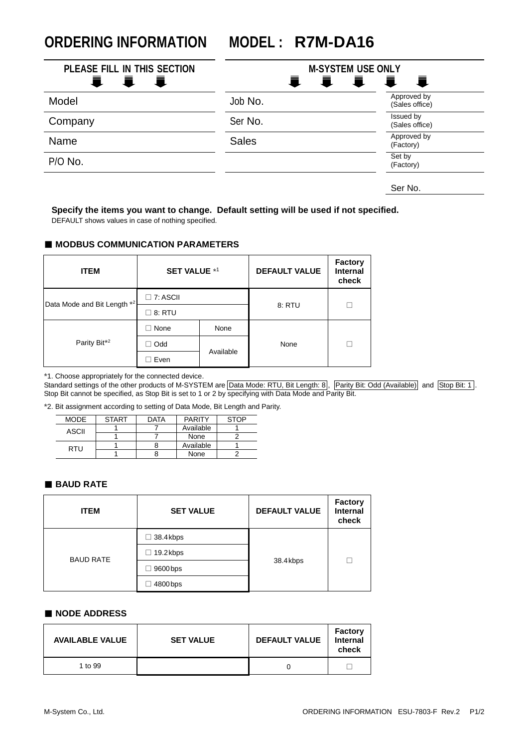# ORDERING INFORMATION MODEL : R7M-DA16

| PLEASE FILL IN THIS SECTION | M-SYSTEM USE ONLY | |
|---|---|---|
| Model | Job No. | Approved by (Sales office) |
| Company | Ser No. | Issued by (Sales office) |
| Name | Sales | Approved by (Factory) |
| P/O No. | | Set by (Factory) |
| | | Ser No. |

**Specify the items you want to change. Default setting will be used if not specified.**
DEFAULT shows values in case of nothing specified.

## ■ MODBUS COMMUNICATION PARAMETERS

| ITEM | SET VALUE *1 | | DEFAULT VALUE | Factory Internal check |
|---|---|---|---|---|
| Data Mode and Bit Length *2 | ☐ 7: ASCII | | 8: RTU | ☐ |
| | ☐ 8: RTU | | | |
| Parity Bit*2 | ☐ None | None | None | ☐ |
| | ☐ Odd | Available | | |
| | ☐ Even | | | |

*1. Choose appropriately for the connected device.
Standard settings of the other products of M-SYSTEM are Data Mode: RTU, Bit Length: 8, Parity Bit: Odd (Available) and Stop Bit: 1.
Stop Bit cannot be specified, as Stop Bit is set to 1 or 2 by specifying with Data Mode and Parity Bit.

*2. Bit assignment according to setting of Data Mode, Bit Length and Parity.

| MODE | START | DATA | PARITY | STOP |
|---|---|---|---|---|
| ASCII | 1 | 7 | Available | 1 |
| | 1 | 7 | None | 2 |
| RTU | 1 | 8 | Available | 1 |
| | 1 | 8 | None | 2 |

## ■ BAUD RATE

| ITEM | SET VALUE | DEFAULT VALUE | Factory Internal check |
|---|---|---|---|
| BAUD RATE | ☐ 38.4kbps | 38.4kbps | ☐ |
| | ☐ 19.2kbps | | |
| | ☐ 9600bps | | |
| | ☐ 4800bps | | |

## ■ NODE ADDRESS

| AVAILABLE VALUE | SET VALUE | DEFAULT VALUE | Factory Internal check |
|---|---|---|---|
| 1 to 99 | | 0 | ☐ |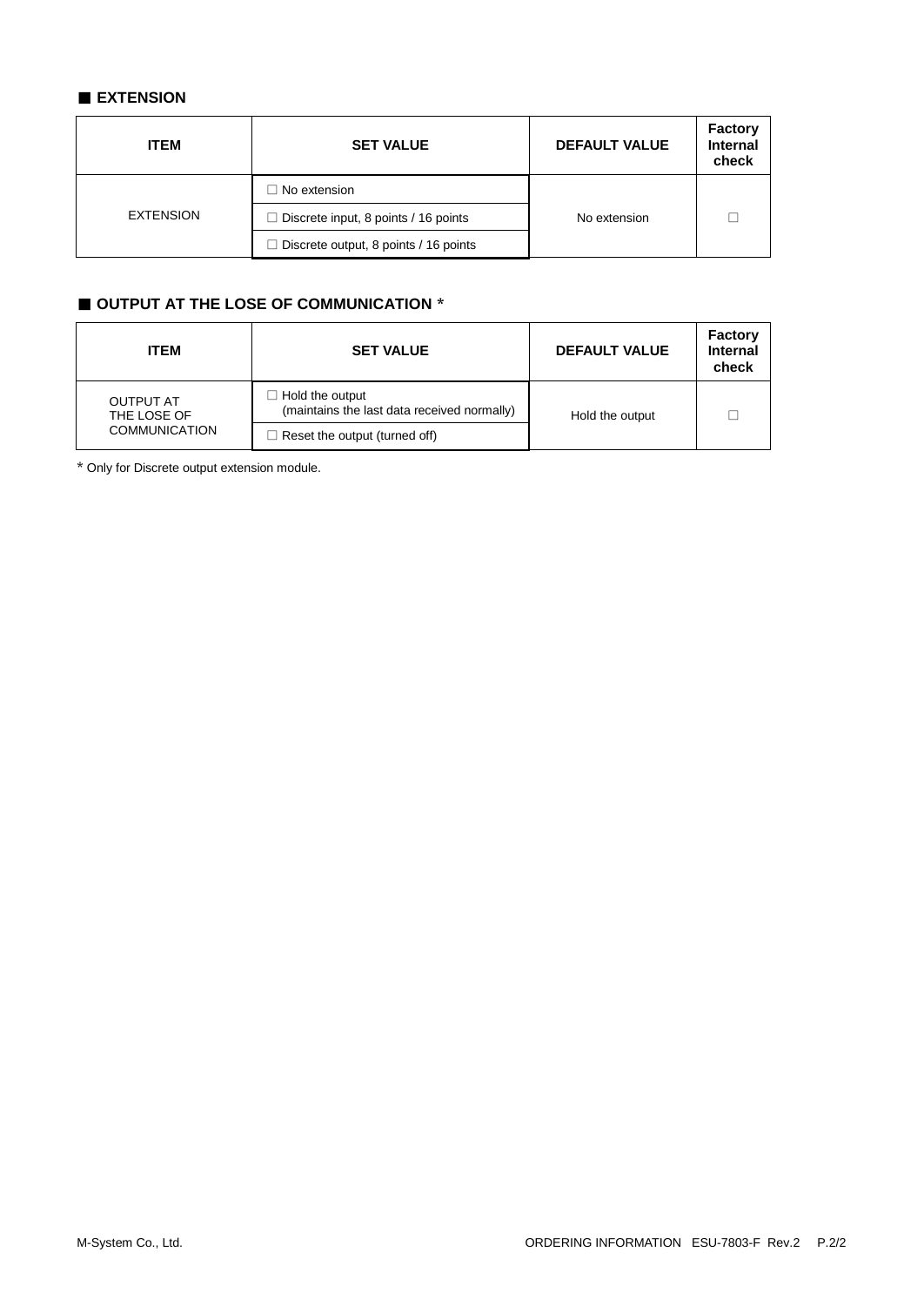## ■ EXTENSION

| ITEM | SET VALUE | DEFAULT VALUE | Factory Internal check |
|---|---|---|---|
| EXTENSION | ☐ No extension | No extension | ☐ |
| | ☐ Discrete input, 8 points / 16 points | | |
| | ☐ Discrete output, 8 points / 16 points | | |

## ■ OUTPUT AT THE LOSE OF COMMUNICATION *

| ITEM | SET VALUE | DEFAULT VALUE | Factory Internal check |
|---|---|---|---|
| OUTPUT AT THE LOSE OF COMMUNICATION | ☐ Hold the output (maintains the last data received normally) | Hold the output | ☐ |
| | ☐ Reset the output (turned off) | | |

* Only for Discrete output extension module.